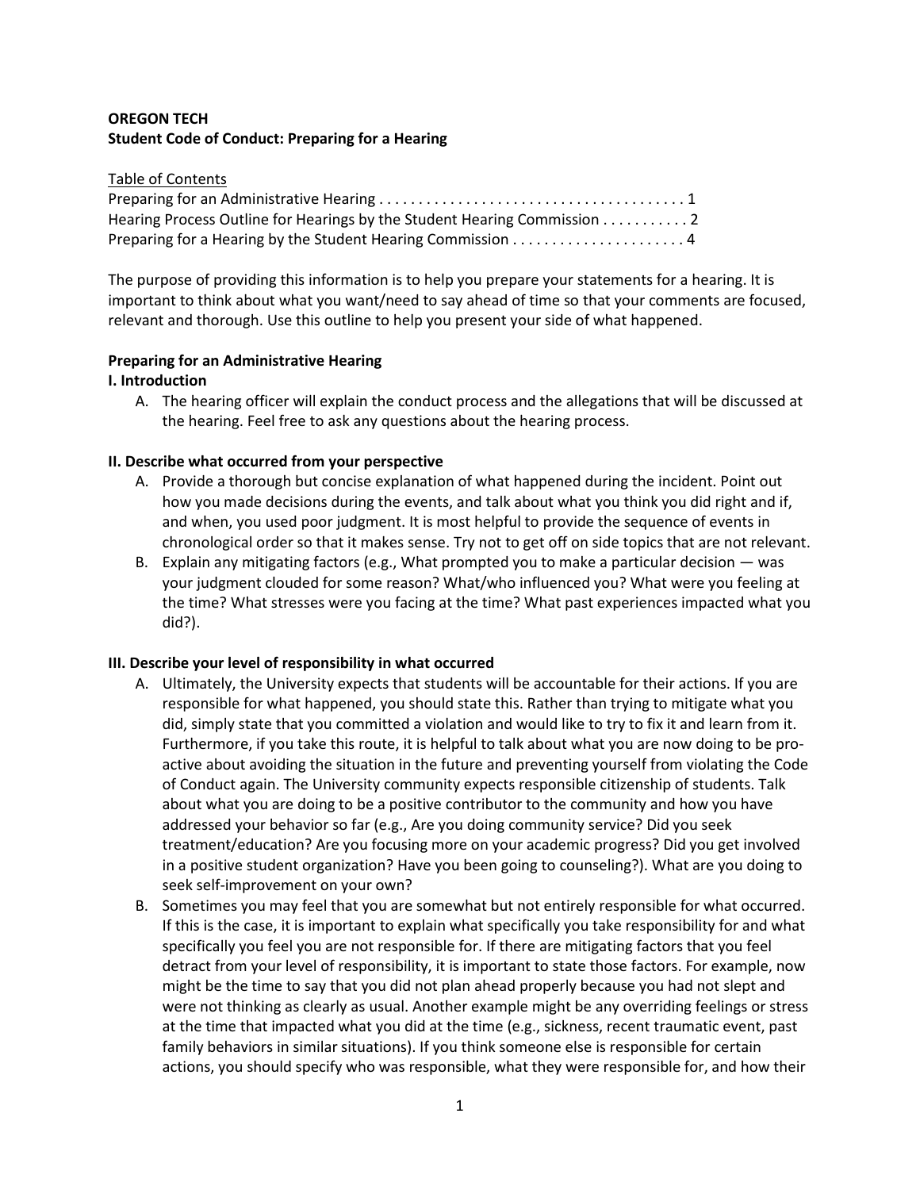**OREGON TECH**
**Student Code of Conduct: Preparing for a Hearing**

Table of Contents
Preparing for an Administrative Hearing . . . . . . . . . . . . . . . . . . . . . . . . . . . . . . . . . . . . . . 1
Hearing Process Outline for Hearings by the Student Hearing Commission . . . . . . . . . . . 2
Preparing for a Hearing by the Student Hearing Commission . . . . . . . . . . . . . . . . . . . . . . 4

The purpose of providing this information is to help you prepare your statements for a hearing. It is important to think about what you want/need to say ahead of time so that your comments are focused, relevant and thorough. Use this outline to help you present your side of what happened.

## Preparing for an Administrative Hearing

### I. Introduction

A. The hearing officer will explain the conduct process and the allegations that will be discussed at the hearing. Feel free to ask any questions about the hearing process.

### II. Describe what occurred from your perspective

A. Provide a thorough but concise explanation of what happened during the incident. Point out how you made decisions during the events, and talk about what you think you did right and if, and when, you used poor judgment. It is most helpful to provide the sequence of events in chronological order so that it makes sense. Try not to get off on side topics that are not relevant.

B. Explain any mitigating factors (e.g., What prompted you to make a particular decision — was your judgment clouded for some reason? What/who influenced you? What were you feeling at the time? What stresses were you facing at the time? What past experiences impacted what you did?).

### III. Describe your level of responsibility in what occurred

A. Ultimately, the University expects that students will be accountable for their actions. If you are responsible for what happened, you should state this. Rather than trying to mitigate what you did, simply state that you committed a violation and would like to try to fix it and learn from it. Furthermore, if you take this route, it is helpful to talk about what you are now doing to be pro-active about avoiding the situation in the future and preventing yourself from violating the Code of Conduct again. The University community expects responsible citizenship of students. Talk about what you are doing to be a positive contributor to the community and how you have addressed your behavior so far (e.g., Are you doing community service? Did you seek treatment/education? Are you focusing more on your academic progress? Did you get involved in a positive student organization? Have you been going to counseling?). What are you doing to seek self-improvement on your own?

B. Sometimes you may feel that you are somewhat but not entirely responsible for what occurred. If this is the case, it is important to explain what specifically you take responsibility for and what specifically you feel you are not responsible for. If there are mitigating factors that you feel detract from your level of responsibility, it is important to state those factors. For example, now might be the time to say that you did not plan ahead properly because you had not slept and were not thinking as clearly as usual. Another example might be any overriding feelings or stress at the time that impacted what you did at the time (e.g., sickness, recent traumatic event, past family behaviors in similar situations). If you think someone else is responsible for certain actions, you should specify who was responsible, what they were responsible for, and how their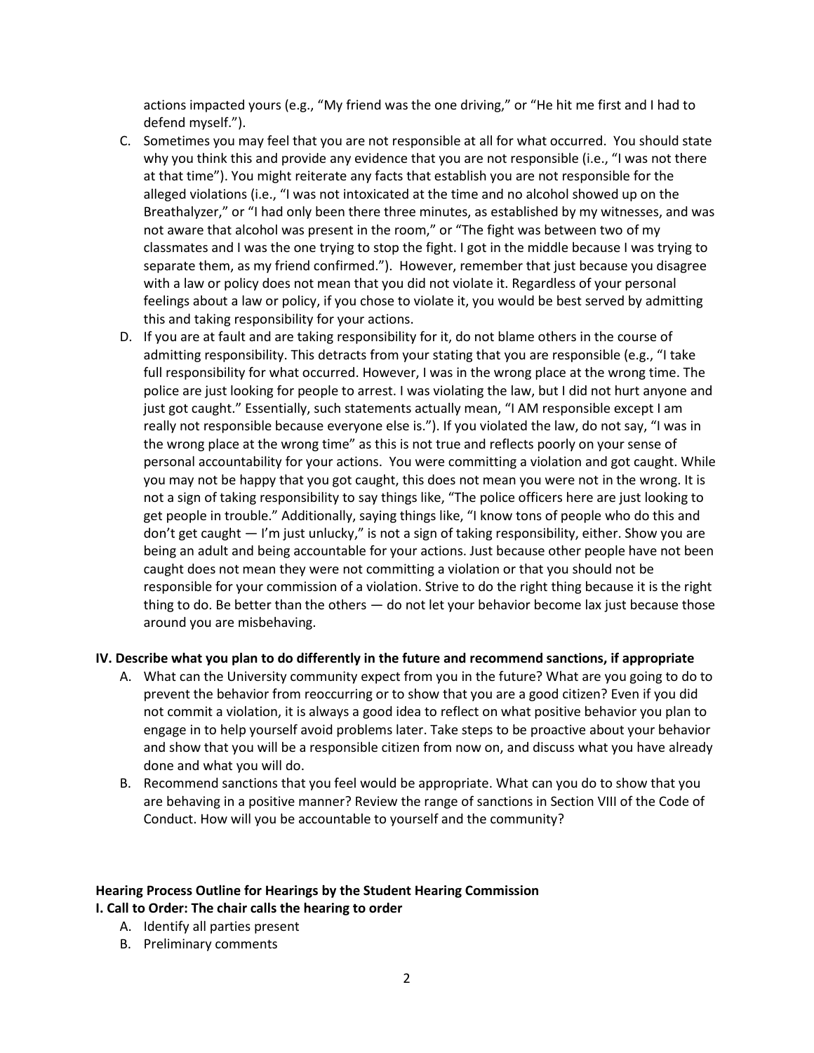actions impacted yours (e.g., "My friend was the one driving," or "He hit me first and I had to defend myself.").

C. Sometimes you may feel that you are not responsible at all for what occurred. You should state why you think this and provide any evidence that you are not responsible (i.e., "I was not there at that time"). You might reiterate any facts that establish you are not responsible for the alleged violations (i.e., "I was not intoxicated at the time and no alcohol showed up on the Breathalyzer," or "I had only been there three minutes, as established by my witnesses, and was not aware that alcohol was present in the room," or "The fight was between two of my classmates and I was the one trying to stop the fight. I got in the middle because I was trying to separate them, as my friend confirmed."). However, remember that just because you disagree with a law or policy does not mean that you did not violate it. Regardless of your personal feelings about a law or policy, if you chose to violate it, you would be best served by admitting this and taking responsibility for your actions.

D. If you are at fault and are taking responsibility for it, do not blame others in the course of admitting responsibility. This detracts from your stating that you are responsible (e.g., "I take full responsibility for what occurred. However, I was in the wrong place at the wrong time. The police are just looking for people to arrest. I was violating the law, but I did not hurt anyone and just got caught." Essentially, such statements actually mean, "I AM responsible except I am really not responsible because everyone else is."). If you violated the law, do not say, "I was in the wrong place at the wrong time" as this is not true and reflects poorly on your sense of personal accountability for your actions. You were committing a violation and got caught. While you may not be happy that you got caught, this does not mean you were not in the wrong. It is not a sign of taking responsibility to say things like, "The police officers here are just looking to get people in trouble." Additionally, saying things like, "I know tons of people who do this and don't get caught — I'm just unlucky," is not a sign of taking responsibility, either. Show you are being an adult and being accountable for your actions. Just because other people have not been caught does not mean they were not committing a violation or that you should not be responsible for your commission of a violation. Strive to do the right thing because it is the right thing to do. Be better than the others — do not let your behavior become lax just because those around you are misbehaving.

**IV. Describe what you plan to do differently in the future and recommend sanctions, if appropriate**

A. What can the University community expect from you in the future? What are you going to do to prevent the behavior from reoccurring or to show that you are a good citizen? Even if you did not commit a violation, it is always a good idea to reflect on what positive behavior you plan to engage in to help yourself avoid problems later. Take steps to be proactive about your behavior and show that you will be a responsible citizen from now on, and discuss what you have already done and what you will do.

B. Recommend sanctions that you feel would be appropriate. What can you do to show that you are behaving in a positive manner? Review the range of sanctions in Section VIII of the Code of Conduct. How will you be accountable to yourself and the community?

**Hearing Process Outline for Hearings by the Student Hearing Commission**

**I. Call to Order: The chair calls the hearing to order**

A. Identify all parties present
B. Preliminary comments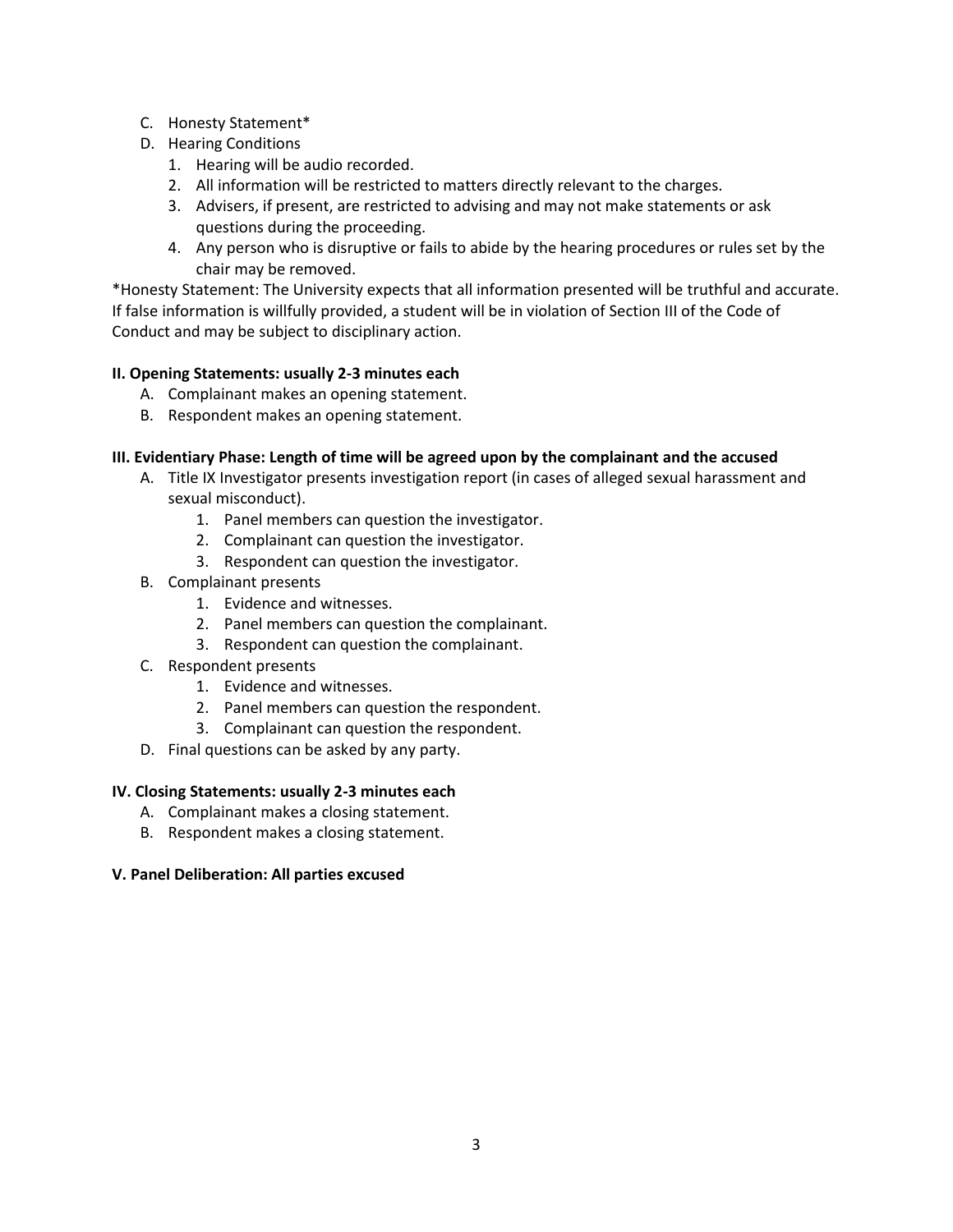C. Honesty Statement*
D. Hearing Conditions
   1. Hearing will be audio recorded.
   2. All information will be restricted to matters directly relevant to the charges.
   3. Advisers, if present, are restricted to advising and may not make statements or ask questions during the proceeding.
   4. Any person who is disruptive or fails to abide by the hearing procedures or rules set by the chair may be removed.

*Honesty Statement: The University expects that all information presented will be truthful and accurate. If false information is willfully provided, a student will be in violation of Section III of the Code of Conduct and may be subject to disciplinary action.

**II. Opening Statements: usually 2-3 minutes each**

A. Complainant makes an opening statement.
B. Respondent makes an opening statement.

**III. Evidentiary Phase: Length of time will be agreed upon by the complainant and the accused**

A. Title IX Investigator presents investigation report (in cases of alleged sexual harassment and sexual misconduct).
   1. Panel members can question the investigator.
   2. Complainant can question the investigator.
   3. Respondent can question the investigator.
B. Complainant presents
   1. Evidence and witnesses.
   2. Panel members can question the complainant.
   3. Respondent can question the complainant.
C. Respondent presents
   1. Evidence and witnesses.
   2. Panel members can question the respondent.
   3. Complainant can question the respondent.
D. Final questions can be asked by any party.

**IV. Closing Statements: usually 2-3 minutes each**

A. Complainant makes a closing statement.
B. Respondent makes a closing statement.

**V. Panel Deliberation: All parties excused**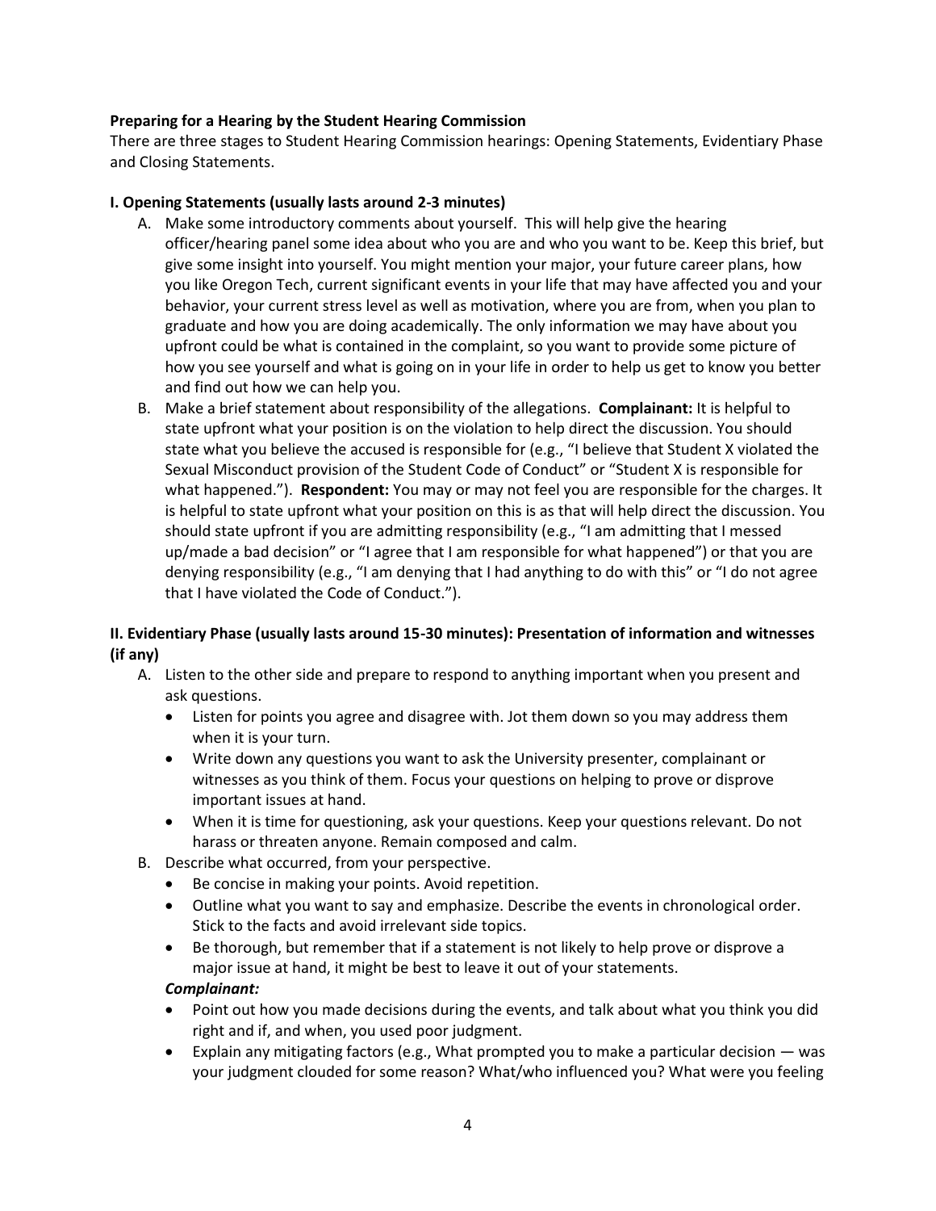**Preparing for a Hearing by the Student Hearing Commission**

There are three stages to Student Hearing Commission hearings: Opening Statements, Evidentiary Phase and Closing Statements.

**I. Opening Statements (usually lasts around 2-3 minutes)**

A. Make some introductory comments about yourself. This will help give the hearing officer/hearing panel some idea about who you are and who you want to be. Keep this brief, but give some insight into yourself. You might mention your major, your future career plans, how you like Oregon Tech, current significant events in your life that may have affected you and your behavior, your current stress level as well as motivation, where you are from, when you plan to graduate and how you are doing academically. The only information we may have about you upfront could be what is contained in the complaint, so you want to provide some picture of how you see yourself and what is going on in your life in order to help us get to know you better and find out how we can help you.

B. Make a brief statement about responsibility of the allegations. **Complainant:** It is helpful to state upfront what your position is on the violation to help direct the discussion. You should state what you believe the accused is responsible for (e.g., "I believe that Student X violated the Sexual Misconduct provision of the Student Code of Conduct" or "Student X is responsible for what happened."). **Respondent:** You may or may not feel you are responsible for the charges. It is helpful to state upfront what your position on this is as that will help direct the discussion. You should state upfront if you are admitting responsibility (e.g., "I am admitting that I messed up/made a bad decision" or "I agree that I am responsible for what happened") or that you are denying responsibility (e.g., "I am denying that I had anything to do with this" or "I do not agree that I have violated the Code of Conduct.").

**II. Evidentiary Phase (usually lasts around 15-30 minutes): Presentation of information and witnesses (if any)**

A. Listen to the other side and prepare to respond to anything important when you present and ask questions.
   - Listen for points you agree and disagree with. Jot them down so you may address them when it is your turn.
   - Write down any questions you want to ask the University presenter, complainant or witnesses as you think of them. Focus your questions on helping to prove or disprove important issues at hand.
   - When it is time for questioning, ask your questions. Keep your questions relevant. Do not harass or threaten anyone. Remain composed and calm.

B. Describe what occurred, from your perspective.
   - Be concise in making your points. Avoid repetition.
   - Outline what you want to say and emphasize. Describe the events in chronological order. Stick to the facts and avoid irrelevant side topics.
   - Be thorough, but remember that if a statement is not likely to help prove or disprove a major issue at hand, it might be best to leave it out of your statements.

   ***Complainant:***
   - Point out how you made decisions during the events, and talk about what you think you did right and if, and when, you used poor judgment.
   - Explain any mitigating factors (e.g., What prompted you to make a particular decision — was your judgment clouded for some reason? What/who influenced you? What were you feeling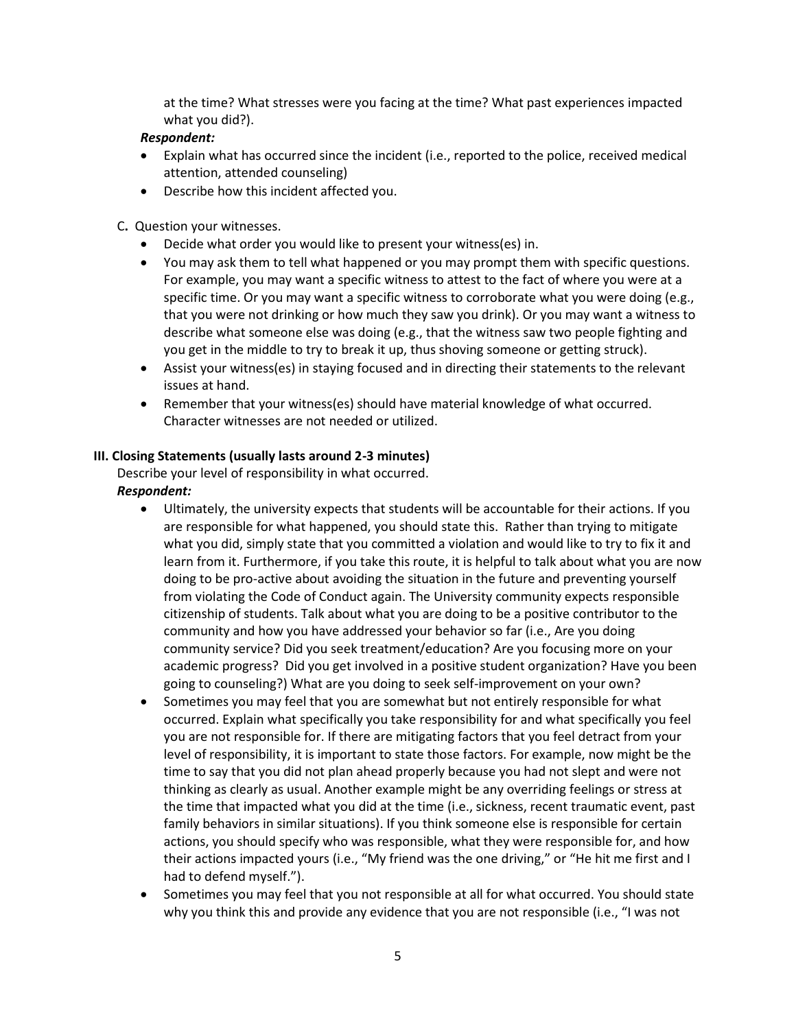at the time? What stresses were you facing at the time? What past experiences impacted what you did?).

***Respondent:***

- Explain what has occurred since the incident (i.e., reported to the police, received medical attention, attended counseling)
- Describe how this incident affected you.

C**.** Question your witnesses.

- Decide what order you would like to present your witness(es) in.
- You may ask them to tell what happened or you may prompt them with specific questions. For example, you may want a specific witness to attest to the fact of where you were at a specific time. Or you may want a specific witness to corroborate what you were doing (e.g., that you were not drinking or how much they saw you drink). Or you may want a witness to describe what someone else was doing (e.g., that the witness saw two people fighting and you get in the middle to try to break it up, thus shoving someone or getting struck).
- Assist your witness(es) in staying focused and in directing their statements to the relevant issues at hand.
- Remember that your witness(es) should have material knowledge of what occurred. Character witnesses are not needed or utilized.

**III. Closing Statements (usually lasts around 2-3 minutes)**

Describe your level of responsibility in what occurred.

***Respondent:***

- Ultimately, the university expects that students will be accountable for their actions. If you are responsible for what happened, you should state this. Rather than trying to mitigate what you did, simply state that you committed a violation and would like to try to fix it and learn from it. Furthermore, if you take this route, it is helpful to talk about what you are now doing to be pro-active about avoiding the situation in the future and preventing yourself from violating the Code of Conduct again. The University community expects responsible citizenship of students. Talk about what you are doing to be a positive contributor to the community and how you have addressed your behavior so far (i.e., Are you doing community service? Did you seek treatment/education? Are you focusing more on your academic progress? Did you get involved in a positive student organization? Have you been going to counseling?) What are you doing to seek self-improvement on your own?
- Sometimes you may feel that you are somewhat but not entirely responsible for what occurred. Explain what specifically you take responsibility for and what specifically you feel you are not responsible for. If there are mitigating factors that you feel detract from your level of responsibility, it is important to state those factors. For example, now might be the time to say that you did not plan ahead properly because you had not slept and were not thinking as clearly as usual. Another example might be any overriding feelings or stress at the time that impacted what you did at the time (i.e., sickness, recent traumatic event, past family behaviors in similar situations). If you think someone else is responsible for certain actions, you should specify who was responsible, what they were responsible for, and how their actions impacted yours (i.e., "My friend was the one driving," or "He hit me first and I had to defend myself.").
- Sometimes you may feel that you not responsible at all for what occurred. You should state why you think this and provide any evidence that you are not responsible (i.e., "I was not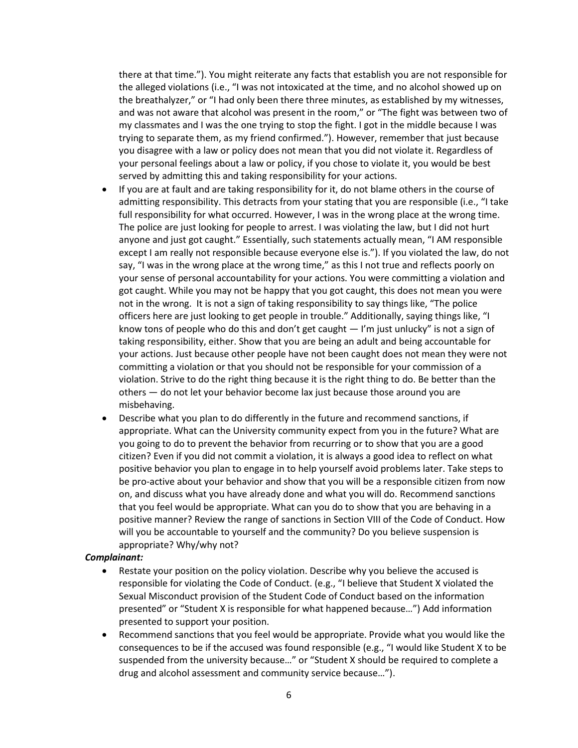there at that time."). You might reiterate any facts that establish you are not responsible for the alleged violations (i.e., "I was not intoxicated at the time, and no alcohol showed up on the breathalyzer," or "I had only been there three minutes, as established by my witnesses, and was not aware that alcohol was present in the room," or "The fight was between two of my classmates and I was the one trying to stop the fight. I got in the middle because I was trying to separate them, as my friend confirmed."). However, remember that just because you disagree with a law or policy does not mean that you did not violate it. Regardless of your personal feelings about a law or policy, if you chose to violate it, you would be best served by admitting this and taking responsibility for your actions.

- If you are at fault and are taking responsibility for it, do not blame others in the course of admitting responsibility. This detracts from your stating that you are responsible (i.e., "I take full responsibility for what occurred. However, I was in the wrong place at the wrong time. The police are just looking for people to arrest. I was violating the law, but I did not hurt anyone and just got caught." Essentially, such statements actually mean, "I AM responsible except I am really not responsible because everyone else is."). If you violated the law, do not say, "I was in the wrong place at the wrong time," as this I not true and reflects poorly on your sense of personal accountability for your actions. You were committing a violation and got caught. While you may not be happy that you got caught, this does not mean you were not in the wrong. It is not a sign of taking responsibility to say things like, "The police officers here are just looking to get people in trouble." Additionally, saying things like, "I know tons of people who do this and don't get caught — I'm just unlucky" is not a sign of taking responsibility, either. Show that you are being an adult and being accountable for your actions. Just because other people have not been caught does not mean they were not committing a violation or that you should not be responsible for your commission of a violation. Strive to do the right thing because it is the right thing to do. Be better than the others — do not let your behavior become lax just because those around you are misbehaving.
- Describe what you plan to do differently in the future and recommend sanctions, if appropriate. What can the University community expect from you in the future? What are you going to do to prevent the behavior from recurring or to show that you are a good citizen? Even if you did not commit a violation, it is always a good idea to reflect on what positive behavior you plan to engage in to help yourself avoid problems later. Take steps to be pro-active about your behavior and show that you will be a responsible citizen from now on, and discuss what you have already done and what you will do. Recommend sanctions that you feel would be appropriate. What can you do to show that you are behaving in a positive manner? Review the range of sanctions in Section VIII of the Code of Conduct. How will you be accountable to yourself and the community? Do you believe suspension is appropriate? Why/why not?

***Complainant:***

- Restate your position on the policy violation. Describe why you believe the accused is responsible for violating the Code of Conduct. (e.g., "I believe that Student X violated the Sexual Misconduct provision of the Student Code of Conduct based on the information presented" or "Student X is responsible for what happened because…") Add information presented to support your position.
- Recommend sanctions that you feel would be appropriate. Provide what you would like the consequences to be if the accused was found responsible (e.g., "I would like Student X to be suspended from the university because…" or "Student X should be required to complete a drug and alcohol assessment and community service because…").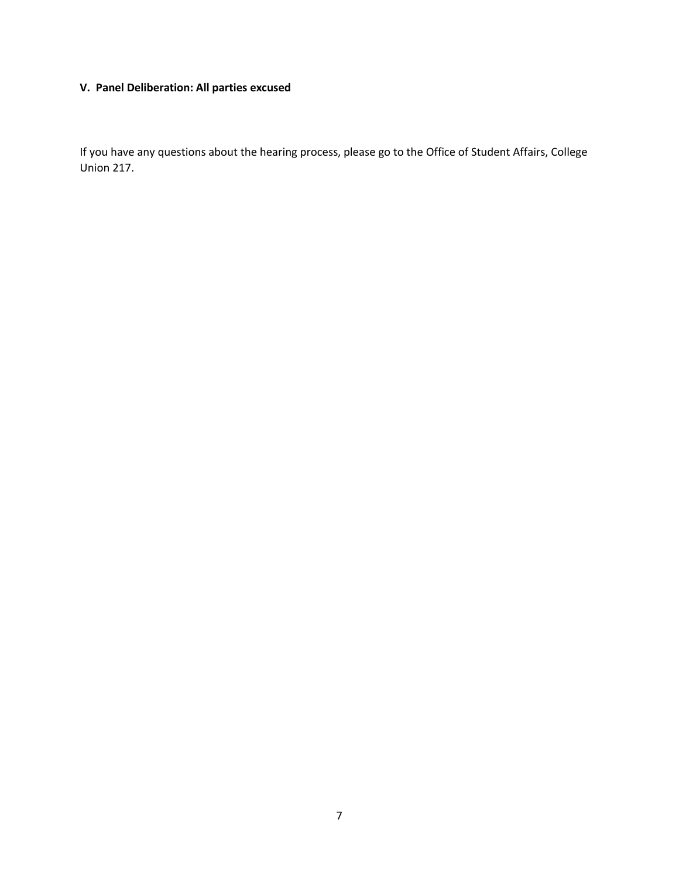**V. Panel Deliberation: All parties excused**

If you have any questions about the hearing process, please go to the Office of Student Affairs, College Union 217.